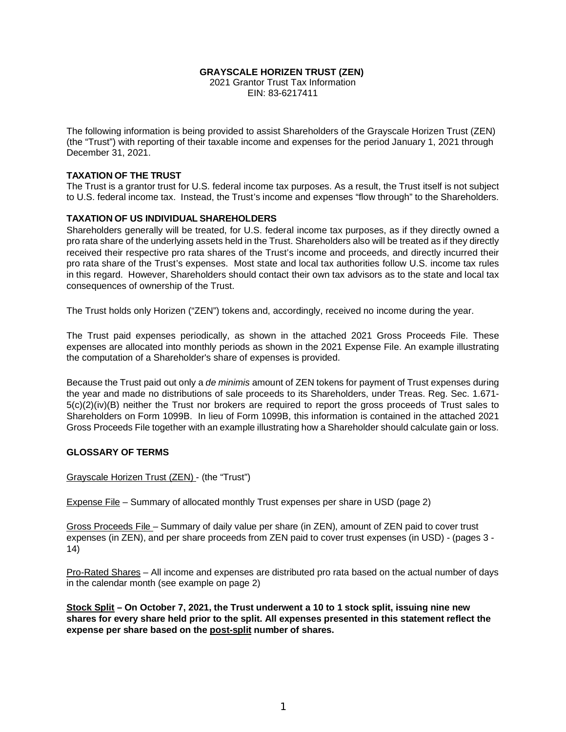**GRAYSCALE HORIZEN TRUST (ZEN)**
2021 Grantor Trust Tax Information
EIN: 83-6217411

The following information is being provided to assist Shareholders of the Grayscale Horizen Trust (ZEN) (the "Trust") with reporting of their taxable income and expenses for the period January 1, 2021 through December 31, 2021.

**TAXATION OF THE TRUST**

The Trust is a grantor trust for U.S. federal income tax purposes. As a result, the Trust itself is not subject to U.S. federal income tax. Instead, the Trust's income and expenses "flow through" to the Shareholders.

**TAXATION OF US INDIVIDUAL SHAREHOLDERS**

Shareholders generally will be treated, for U.S. federal income tax purposes, as if they directly owned a pro rata share of the underlying assets held in the Trust. Shareholders also will be treated as if they directly received their respective pro rata shares of the Trust's income and proceeds, and directly incurred their pro rata share of the Trust's expenses. Most state and local tax authorities follow U.S. income tax rules in this regard. However, Shareholders should contact their own tax advisors as to the state and local tax consequences of ownership of the Trust.

The Trust holds only Horizen ("ZEN") tokens and, accordingly, received no income during the year.

The Trust paid expenses periodically, as shown in the attached 2021 Gross Proceeds File. These expenses are allocated into monthly periods as shown in the 2021 Expense File. An example illustrating the computation of a Shareholder's share of expenses is provided.

Because the Trust paid out only a *de minimis* amount of ZEN tokens for payment of Trust expenses during the year and made no distributions of sale proceeds to its Shareholders, under Treas. Reg. Sec. 1.671-5(c)(2)(iv)(B) neither the Trust nor brokers are required to report the gross proceeds of Trust sales to Shareholders on Form 1099B. In lieu of Form 1099B, this information is contained in the attached 2021 Gross Proceeds File together with an example illustrating how a Shareholder should calculate gain or loss.

**GLOSSARY OF TERMS**

Grayscale Horizen Trust (ZEN) - (the "Trust")

Expense File – Summary of allocated monthly Trust expenses per share in USD (page 2)

Gross Proceeds File – Summary of daily value per share (in ZEN), amount of ZEN paid to cover trust expenses (in ZEN), and per share proceeds from ZEN paid to cover trust expenses (in USD) - (pages 3 - 14)

Pro-Rated Shares – All income and expenses are distributed pro rata based on the actual number of days in the calendar month (see example on page 2)

**Stock Split – On October 7, 2021, the Trust underwent a 10 to 1 stock split, issuing nine new shares for every share held prior to the split. All expenses presented in this statement reflect the expense per share based on the post-split number of shares.**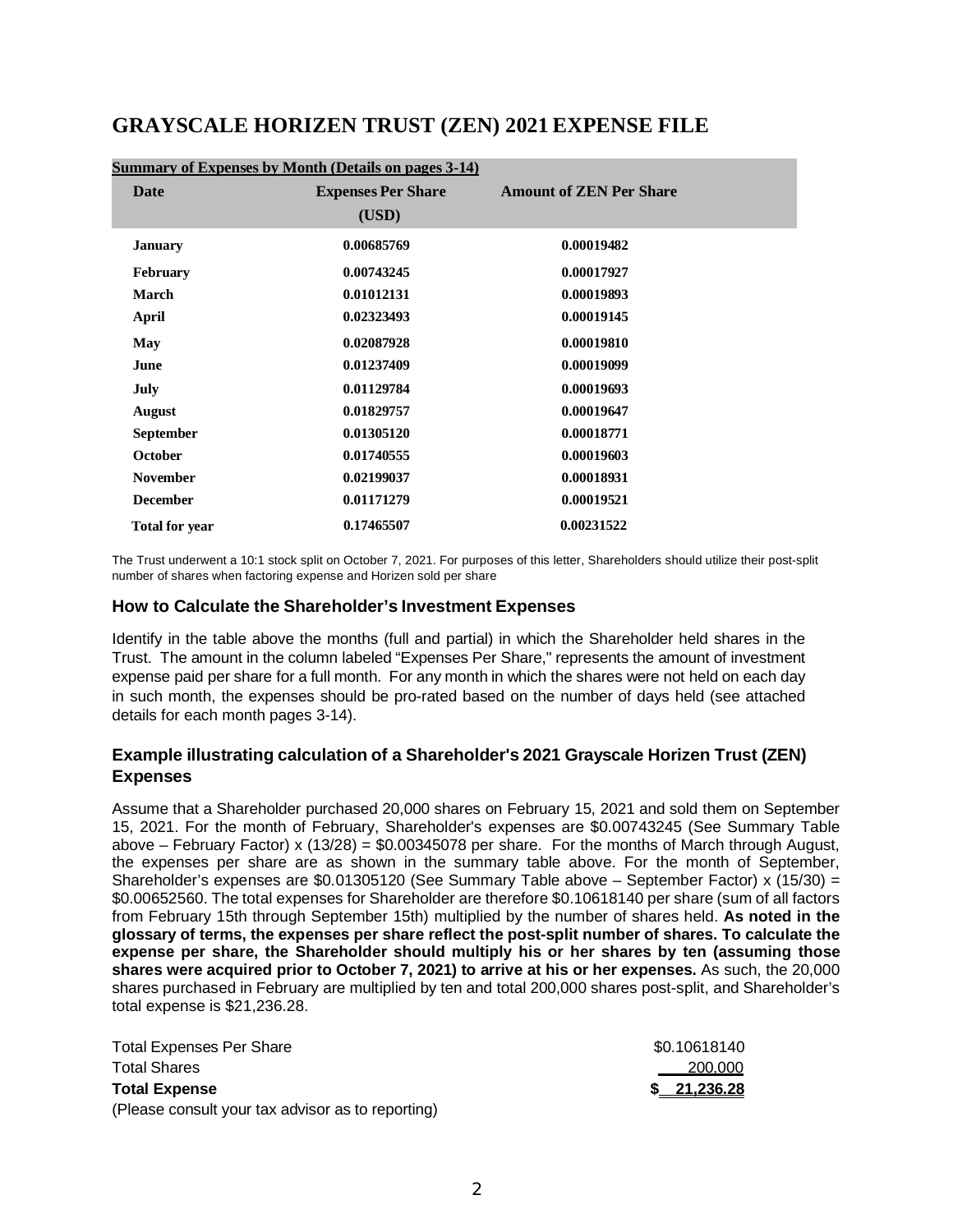# GRAYSCALE HORIZEN TRUST (ZEN) 2021 EXPENSE FILE

**Summary of Expenses by Month (Details on pages 3-14)**

| Date | Expenses Per Share (USD) | Amount of ZEN Per Share |
|---|---|---|
| **January** | **0.00685769** | **0.00019482** |
| **February** | **0.00743245** | **0.00017927** |
| **March** | **0.01012131** | **0.00019893** |
| **April** | **0.02323493** | **0.00019145** |
| **May** | **0.02087928** | **0.00019810** |
| **June** | **0.01237409** | **0.00019099** |
| **July** | **0.01129784** | **0.00019693** |
| **August** | **0.01829757** | **0.00019647** |
| **September** | **0.01305120** | **0.00018771** |
| **October** | **0.01740555** | **0.00019603** |
| **November** | **0.02199037** | **0.00018931** |
| **December** | **0.01171279** | **0.00019521** |
| **Total for year** | **0.17465507** | **0.00231522** |

The Trust underwent a 10:1 stock split on October 7, 2021. For purposes of this letter, Shareholders should utilize their post-split number of shares when factoring expense and Horizen sold per share

### How to Calculate the Shareholder's Investment Expenses

Identify in the table above the months (full and partial) in which the Shareholder held shares in the Trust. The amount in the column labeled "Expenses Per Share," represents the amount of investment expense paid per share for a full month. For any month in which the shares were not held on each day in such month, the expenses should be pro-rated based on the number of days held (see attached details for each month pages 3-14).

### Example illustrating calculation of a Shareholder's 2021 Grayscale Horizen Trust (ZEN) Expenses

Assume that a Shareholder purchased 20,000 shares on February 15, 2021 and sold them on September 15, 2021. For the month of February, Shareholder's expenses are \$0.00743245 (See Summary Table above – February Factor) x (13/28) = \$0.00345078 per share. For the months of March through August, the expenses per share are as shown in the summary table above. For the month of September, Shareholder's expenses are \$0.01305120 (See Summary Table above – September Factor) x (15/30) = \$0.00652560. The total expenses for Shareholder are therefore \$0.10618140 per share (sum of all factors from February 15th through September 15th) multiplied by the number of shares held. **As noted in the glossary of terms, the expenses per share reflect the post-split number of shares. To calculate the expense per share, the Shareholder should multiply his or her shares by ten (assuming those shares were acquired prior to October 7, 2021) to arrive at his or her expenses.** As such, the 20,000 shares purchased in February are multiplied by ten and total 200,000 shares post-split, and Shareholder's total expense is \$21,236.28.

| | |
|---|---|
| Total Expenses Per Share | \$0.10618140 |
| Total Shares | 200,000 |
| **Total Expense** | **\$ 21,236.28** |

(Please consult your tax advisor as to reporting)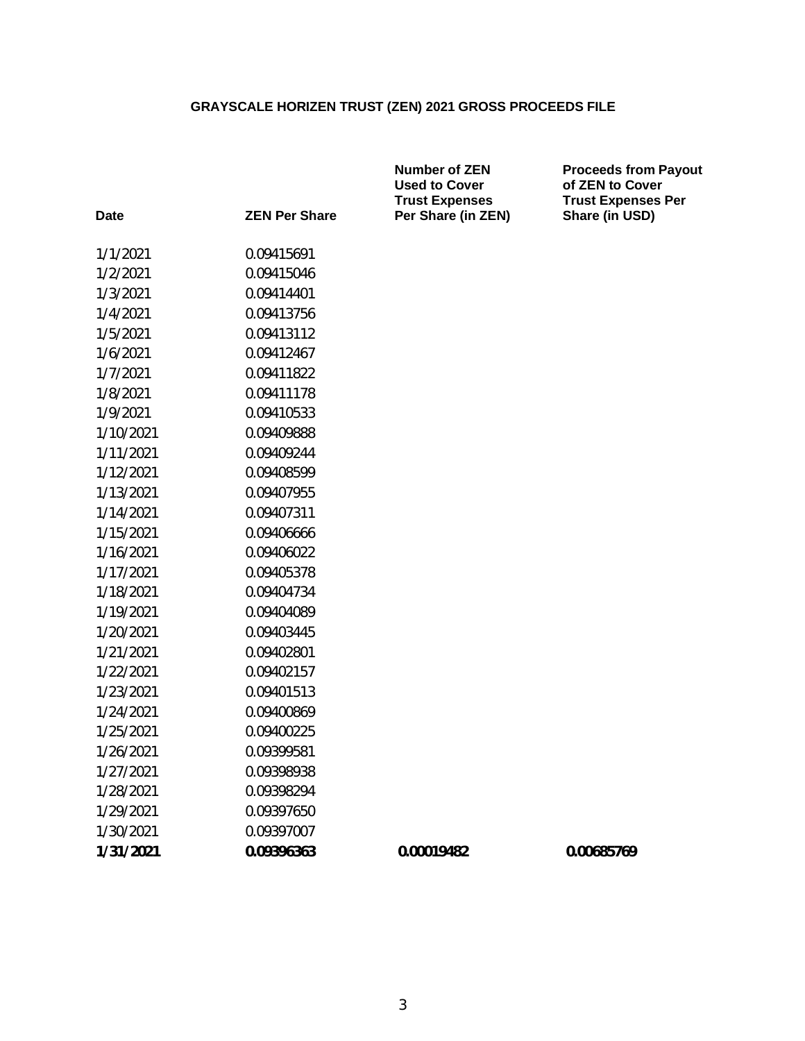**GRAYSCALE HORIZEN TRUST (ZEN) 2021 GROSS PROCEEDS FILE**

| Date | ZEN Per Share | Number of ZEN Used to Cover Trust Expenses Per Share (in ZEN) | Proceeds from Payout of ZEN to Cover Trust Expenses Per Share (in USD) |
|---|---|---|---|
| 1/1/2021 | 0.09415691 | | |
| 1/2/2021 | 0.09415046 | | |
| 1/3/2021 | 0.09414401 | | |
| 1/4/2021 | 0.09413756 | | |
| 1/5/2021 | 0.09413112 | | |
| 1/6/2021 | 0.09412467 | | |
| 1/7/2021 | 0.09411822 | | |
| 1/8/2021 | 0.09411178 | | |
| 1/9/2021 | 0.09410533 | | |
| 1/10/2021 | 0.09409888 | | |
| 1/11/2021 | 0.09409244 | | |
| 1/12/2021 | 0.09408599 | | |
| 1/13/2021 | 0.09407955 | | |
| 1/14/2021 | 0.09407311 | | |
| 1/15/2021 | 0.09406666 | | |
| 1/16/2021 | 0.09406022 | | |
| 1/17/2021 | 0.09405378 | | |
| 1/18/2021 | 0.09404734 | | |
| 1/19/2021 | 0.09404089 | | |
| 1/20/2021 | 0.09403445 | | |
| 1/21/2021 | 0.09402801 | | |
| 1/22/2021 | 0.09402157 | | |
| 1/23/2021 | 0.09401513 | | |
| 1/24/2021 | 0.09400869 | | |
| 1/25/2021 | 0.09400225 | | |
| 1/26/2021 | 0.09399581 | | |
| 1/27/2021 | 0.09398938 | | |
| 1/28/2021 | 0.09398294 | | |
| 1/29/2021 | 0.09397650 | | |
| 1/30/2021 | 0.09397007 | | |
| **1/31/2021** | **0.09396363** | **0.00019482** | **0.00685769** |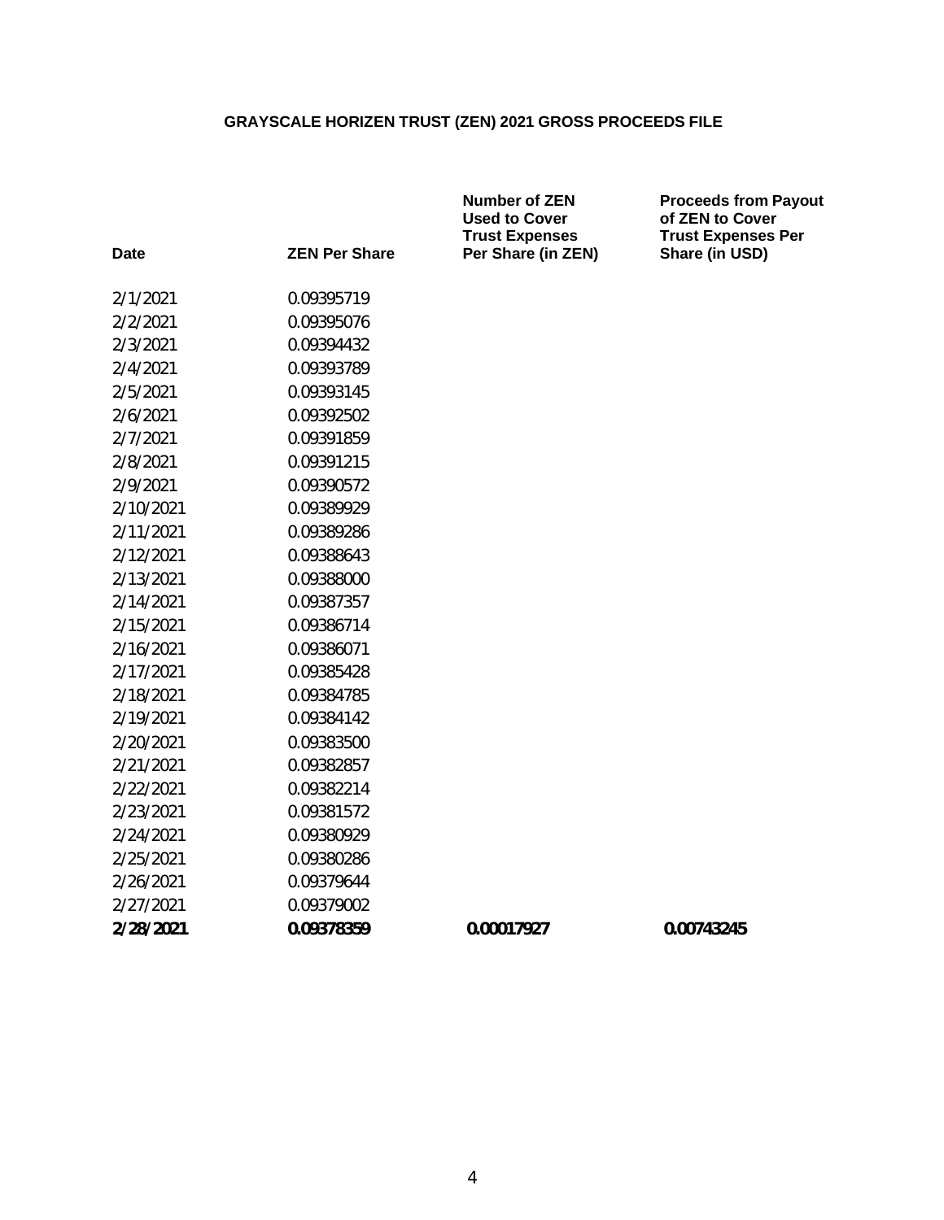**GRAYSCALE HORIZEN TRUST (ZEN) 2021 GROSS PROCEEDS FILE**

| Date | ZEN Per Share | Number of ZEN Used to Cover Trust Expenses Per Share (in ZEN) | Proceeds from Payout of ZEN to Cover Trust Expenses Per Share (in USD) |
|---|---|---|---|
| 2/1/2021 | 0.09395719 | | |
| 2/2/2021 | 0.09395076 | | |
| 2/3/2021 | 0.09394432 | | |
| 2/4/2021 | 0.09393789 | | |
| 2/5/2021 | 0.09393145 | | |
| 2/6/2021 | 0.09392502 | | |
| 2/7/2021 | 0.09391859 | | |
| 2/8/2021 | 0.09391215 | | |
| 2/9/2021 | 0.09390572 | | |
| 2/10/2021 | 0.09389929 | | |
| 2/11/2021 | 0.09389286 | | |
| 2/12/2021 | 0.09388643 | | |
| 2/13/2021 | 0.09388000 | | |
| 2/14/2021 | 0.09387357 | | |
| 2/15/2021 | 0.09386714 | | |
| 2/16/2021 | 0.09386071 | | |
| 2/17/2021 | 0.09385428 | | |
| 2/18/2021 | 0.09384785 | | |
| 2/19/2021 | 0.09384142 | | |
| 2/20/2021 | 0.09383500 | | |
| 2/21/2021 | 0.09382857 | | |
| 2/22/2021 | 0.09382214 | | |
| 2/23/2021 | 0.09381572 | | |
| 2/24/2021 | 0.09380929 | | |
| 2/25/2021 | 0.09380286 | | |
| 2/26/2021 | 0.09379644 | | |
| 2/27/2021 | 0.09379002 | | |
| **2/28/2021** | **0.09378359** | **0.00017927** | **0.00743245** |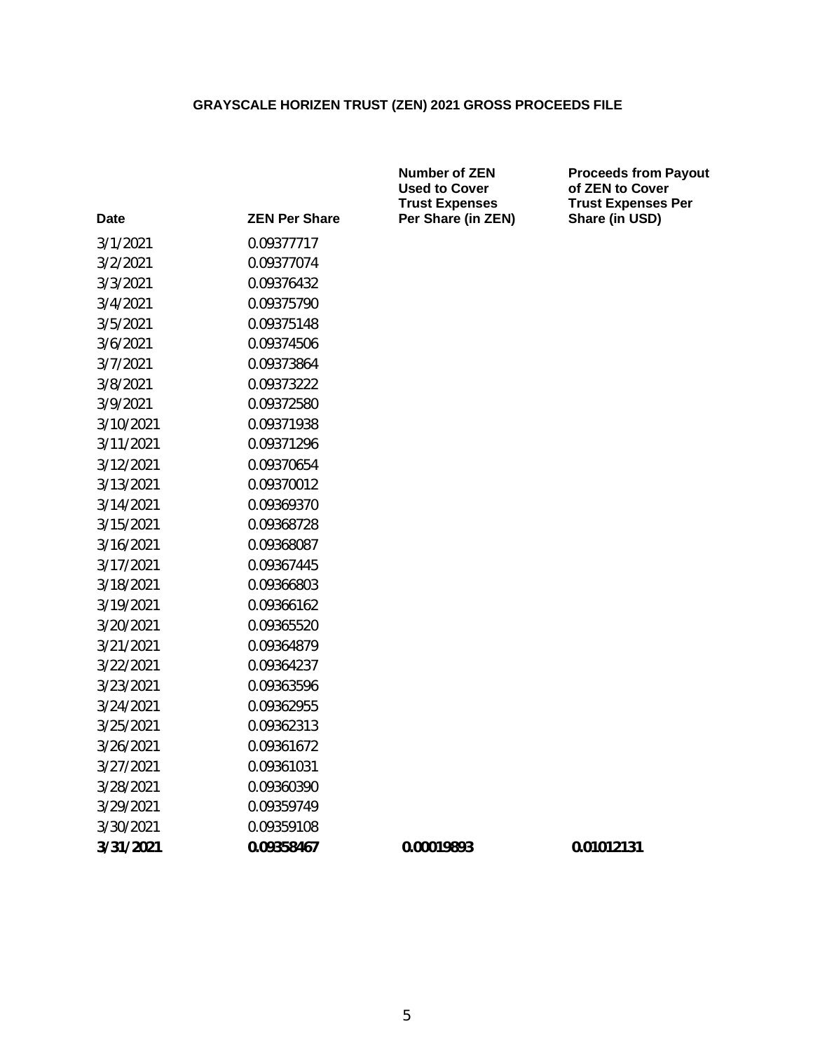**GRAYSCALE HORIZEN TRUST (ZEN) 2021 GROSS PROCEEDS FILE**

| Date | ZEN Per Share | Number of ZEN Used to Cover Trust Expenses Per Share (in ZEN) | Proceeds from Payout of ZEN to Cover Trust Expenses Per Share (in USD) |
|---|---|---|---|
| 3/1/2021 | 0.09377717 | | |
| 3/2/2021 | 0.09377074 | | |
| 3/3/2021 | 0.09376432 | | |
| 3/4/2021 | 0.09375790 | | |
| 3/5/2021 | 0.09375148 | | |
| 3/6/2021 | 0.09374506 | | |
| 3/7/2021 | 0.09373864 | | |
| 3/8/2021 | 0.09373222 | | |
| 3/9/2021 | 0.09372580 | | |
| 3/10/2021 | 0.09371938 | | |
| 3/11/2021 | 0.09371296 | | |
| 3/12/2021 | 0.09370654 | | |
| 3/13/2021 | 0.09370012 | | |
| 3/14/2021 | 0.09369370 | | |
| 3/15/2021 | 0.09368728 | | |
| 3/16/2021 | 0.09368087 | | |
| 3/17/2021 | 0.09367445 | | |
| 3/18/2021 | 0.09366803 | | |
| 3/19/2021 | 0.09366162 | | |
| 3/20/2021 | 0.09365520 | | |
| 3/21/2021 | 0.09364879 | | |
| 3/22/2021 | 0.09364237 | | |
| 3/23/2021 | 0.09363596 | | |
| 3/24/2021 | 0.09362955 | | |
| 3/25/2021 | 0.09362313 | | |
| 3/26/2021 | 0.09361672 | | |
| 3/27/2021 | 0.09361031 | | |
| 3/28/2021 | 0.09360390 | | |
| 3/29/2021 | 0.09359749 | | |
| 3/30/2021 | 0.09359108 | | |
| **3/31/2021** | **0.09358467** | **0.00019893** | **0.01012131** |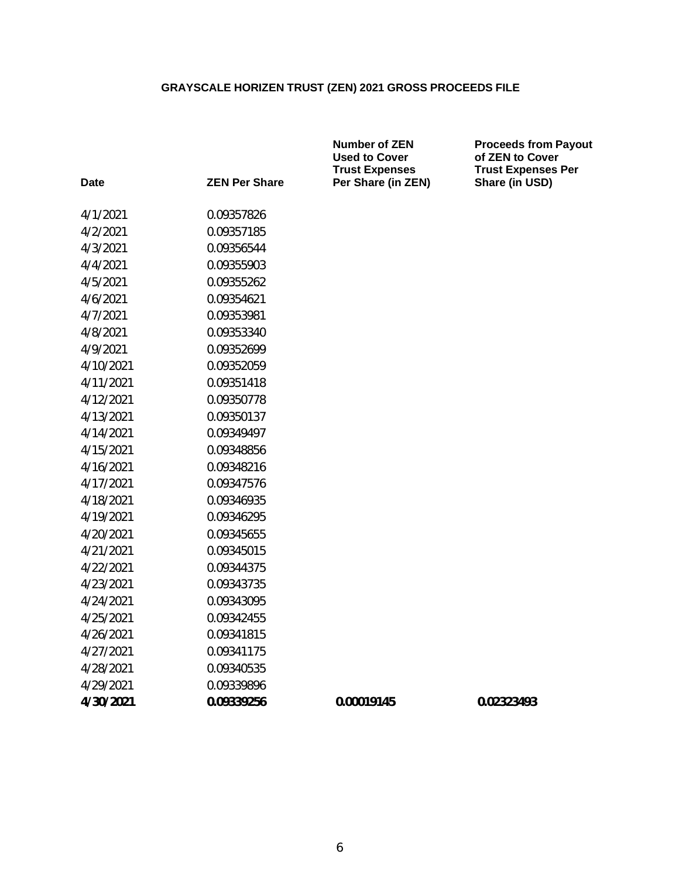# GRAYSCALE HORIZEN TRUST (ZEN) 2021 GROSS PROCEEDS FILE

| Date | ZEN Per Share | Number of ZEN Used to Cover Trust Expenses Per Share (in ZEN) | Proceeds from Payout of ZEN to Cover Trust Expenses Per Share (in USD) |
|---|---|---|---|
| 4/1/2021 | 0.09357826 | | |
| 4/2/2021 | 0.09357185 | | |
| 4/3/2021 | 0.09356544 | | |
| 4/4/2021 | 0.09355903 | | |
| 4/5/2021 | 0.09355262 | | |
| 4/6/2021 | 0.09354621 | | |
| 4/7/2021 | 0.09353981 | | |
| 4/8/2021 | 0.09353340 | | |
| 4/9/2021 | 0.09352699 | | |
| 4/10/2021 | 0.09352059 | | |
| 4/11/2021 | 0.09351418 | | |
| 4/12/2021 | 0.09350778 | | |
| 4/13/2021 | 0.09350137 | | |
| 4/14/2021 | 0.09349497 | | |
| 4/15/2021 | 0.09348856 | | |
| 4/16/2021 | 0.09348216 | | |
| 4/17/2021 | 0.09347576 | | |
| 4/18/2021 | 0.09346935 | | |
| 4/19/2021 | 0.09346295 | | |
| 4/20/2021 | 0.09345655 | | |
| 4/21/2021 | 0.09345015 | | |
| 4/22/2021 | 0.09344375 | | |
| 4/23/2021 | 0.09343735 | | |
| 4/24/2021 | 0.09343095 | | |
| 4/25/2021 | 0.09342455 | | |
| 4/26/2021 | 0.09341815 | | |
| 4/27/2021 | 0.09341175 | | |
| 4/28/2021 | 0.09340535 | | |
| 4/29/2021 | 0.09339896 | | |
| **4/30/2021** | **0.09339256** | **0.00019145** | **0.02323493** |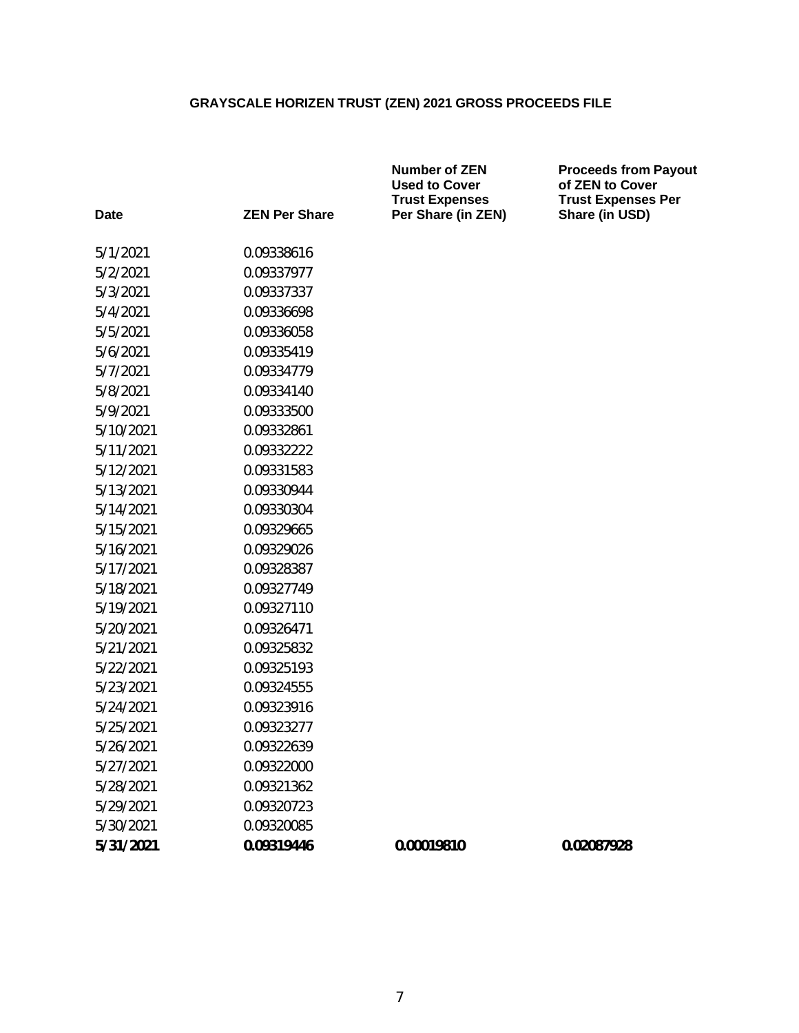### GRAYSCALE HORIZEN TRUST (ZEN) 2021 GROSS PROCEEDS FILE

| Date | ZEN Per Share | Number of ZEN Used to Cover Trust Expenses Per Share (in ZEN) | Proceeds from Payout of ZEN to Cover Trust Expenses Per Share (in USD) |
|---|---|---|---|
| 5/1/2021 | 0.09338616 | | |
| 5/2/2021 | 0.09337977 | | |
| 5/3/2021 | 0.09337337 | | |
| 5/4/2021 | 0.09336698 | | |
| 5/5/2021 | 0.09336058 | | |
| 5/6/2021 | 0.09335419 | | |
| 5/7/2021 | 0.09334779 | | |
| 5/8/2021 | 0.09334140 | | |
| 5/9/2021 | 0.09333500 | | |
| 5/10/2021 | 0.09332861 | | |
| 5/11/2021 | 0.09332222 | | |
| 5/12/2021 | 0.09331583 | | |
| 5/13/2021 | 0.09330944 | | |
| 5/14/2021 | 0.09330304 | | |
| 5/15/2021 | 0.09329665 | | |
| 5/16/2021 | 0.09329026 | | |
| 5/17/2021 | 0.09328387 | | |
| 5/18/2021 | 0.09327749 | | |
| 5/19/2021 | 0.09327110 | | |
| 5/20/2021 | 0.09326471 | | |
| 5/21/2021 | 0.09325832 | | |
| 5/22/2021 | 0.09325193 | | |
| 5/23/2021 | 0.09324555 | | |
| 5/24/2021 | 0.09323916 | | |
| 5/25/2021 | 0.09323277 | | |
| 5/26/2021 | 0.09322639 | | |
| 5/27/2021 | 0.09322000 | | |
| 5/28/2021 | 0.09321362 | | |
| 5/29/2021 | 0.09320723 | | |
| 5/30/2021 | 0.09320085 | | |
| **5/31/2021** | **0.09319446** | **0.00019810** | **0.02087928** |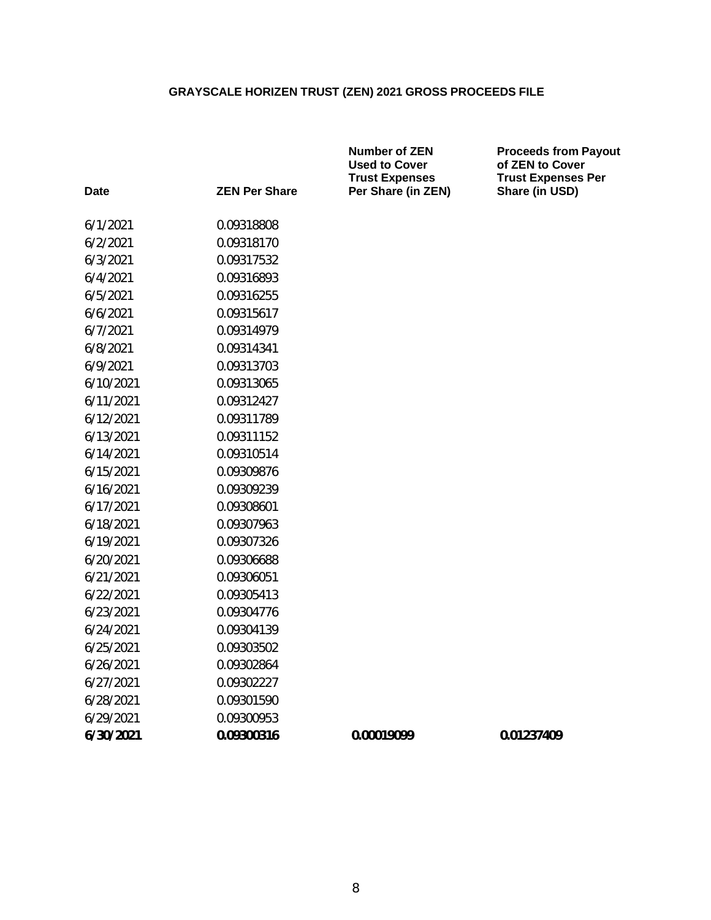**GRAYSCALE HORIZEN TRUST (ZEN) 2021 GROSS PROCEEDS FILE**

| Date | ZEN Per Share | Number of ZEN Used to Cover Trust Expenses Per Share (in ZEN) | Proceeds from Payout of ZEN to Cover Trust Expenses Per Share (in USD) |
|---|---|---|---|
| 6/1/2021 | 0.09318808 | | |
| 6/2/2021 | 0.09318170 | | |
| 6/3/2021 | 0.09317532 | | |
| 6/4/2021 | 0.09316893 | | |
| 6/5/2021 | 0.09316255 | | |
| 6/6/2021 | 0.09315617 | | |
| 6/7/2021 | 0.09314979 | | |
| 6/8/2021 | 0.09314341 | | |
| 6/9/2021 | 0.09313703 | | |
| 6/10/2021 | 0.09313065 | | |
| 6/11/2021 | 0.09312427 | | |
| 6/12/2021 | 0.09311789 | | |
| 6/13/2021 | 0.09311152 | | |
| 6/14/2021 | 0.09310514 | | |
| 6/15/2021 | 0.09309876 | | |
| 6/16/2021 | 0.09309239 | | |
| 6/17/2021 | 0.09308601 | | |
| 6/18/2021 | 0.09307963 | | |
| 6/19/2021 | 0.09307326 | | |
| 6/20/2021 | 0.09306688 | | |
| 6/21/2021 | 0.09306051 | | |
| 6/22/2021 | 0.09305413 | | |
| 6/23/2021 | 0.09304776 | | |
| 6/24/2021 | 0.09304139 | | |
| 6/25/2021 | 0.09303502 | | |
| 6/26/2021 | 0.09302864 | | |
| 6/27/2021 | 0.09302227 | | |
| 6/28/2021 | 0.09301590 | | |
| 6/29/2021 | 0.09300953 | | |
| **6/30/2021** | **0.09300316** | **0.00019099** | **0.01237409** |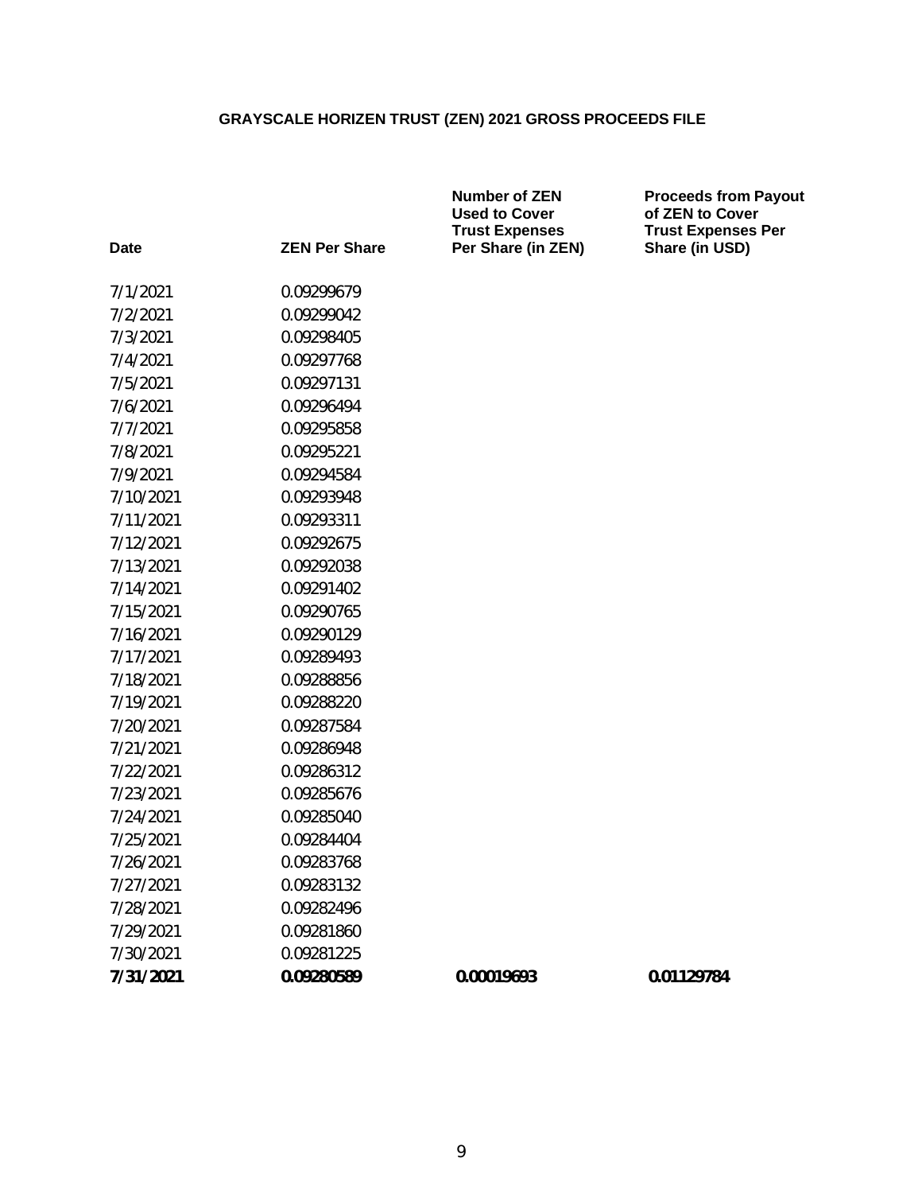# GRAYSCALE HORIZEN TRUST (ZEN) 2021 GROSS PROCEEDS FILE

| Date | ZEN Per Share | Number of ZEN Used to Cover Trust Expenses Per Share (in ZEN) | Proceeds from Payout of ZEN to Cover Trust Expenses Per Share (in USD) |
|---|---|---|---|
| 7/1/2021 | 0.09299679 | | |
| 7/2/2021 | 0.09299042 | | |
| 7/3/2021 | 0.09298405 | | |
| 7/4/2021 | 0.09297768 | | |
| 7/5/2021 | 0.09297131 | | |
| 7/6/2021 | 0.09296494 | | |
| 7/7/2021 | 0.09295858 | | |
| 7/8/2021 | 0.09295221 | | |
| 7/9/2021 | 0.09294584 | | |
| 7/10/2021 | 0.09293948 | | |
| 7/11/2021 | 0.09293311 | | |
| 7/12/2021 | 0.09292675 | | |
| 7/13/2021 | 0.09292038 | | |
| 7/14/2021 | 0.09291402 | | |
| 7/15/2021 | 0.09290765 | | |
| 7/16/2021 | 0.09290129 | | |
| 7/17/2021 | 0.09289493 | | |
| 7/18/2021 | 0.09288856 | | |
| 7/19/2021 | 0.09288220 | | |
| 7/20/2021 | 0.09287584 | | |
| 7/21/2021 | 0.09286948 | | |
| 7/22/2021 | 0.09286312 | | |
| 7/23/2021 | 0.09285676 | | |
| 7/24/2021 | 0.09285040 | | |
| 7/25/2021 | 0.09284404 | | |
| 7/26/2021 | 0.09283768 | | |
| 7/27/2021 | 0.09283132 | | |
| 7/28/2021 | 0.09282496 | | |
| 7/29/2021 | 0.09281860 | | |
| 7/30/2021 | 0.09281225 | | |
| **7/31/2021** | **0.09280589** | **0.00019693** | **0.01129784** |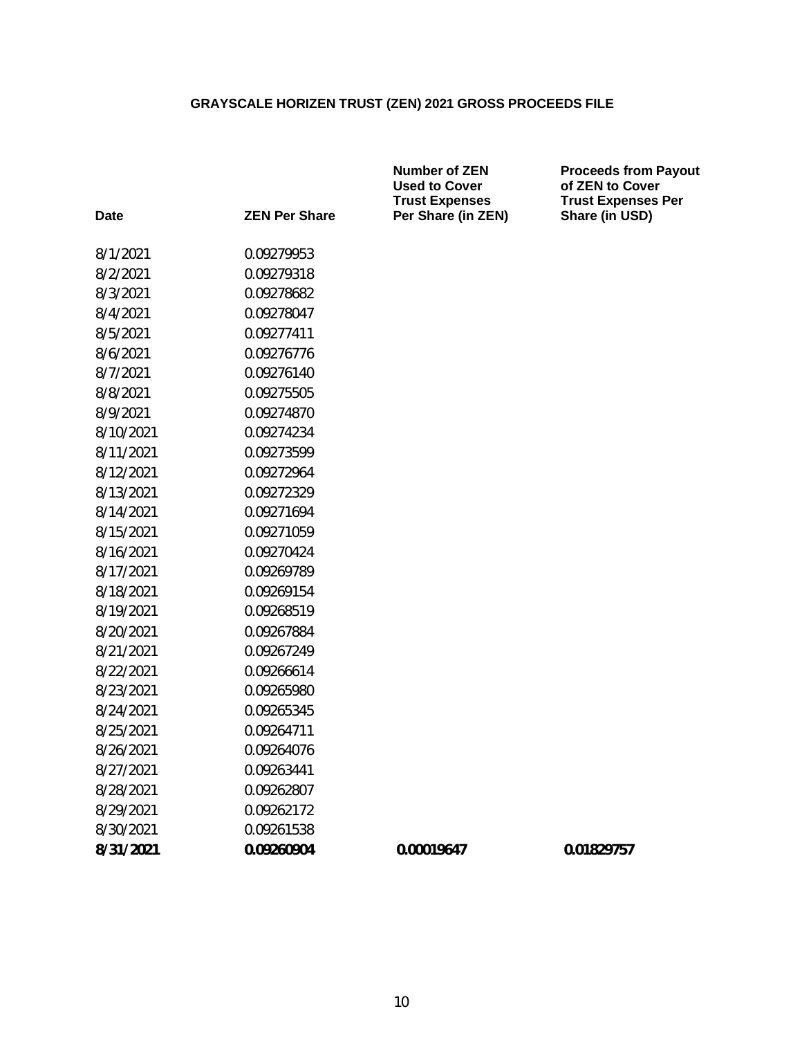# GRAYSCALE HORIZEN TRUST (ZEN) 2021 GROSS PROCEEDS FILE

| Date | ZEN Per Share | Number of ZEN Used to Cover Trust Expenses Per Share (in ZEN) | Proceeds from Payout of ZEN to Cover Trust Expenses Per Share (in USD) |
|---|---|---|---|
| 8/1/2021 | 0.09279953 | | |
| 8/2/2021 | 0.09279318 | | |
| 8/3/2021 | 0.09278682 | | |
| 8/4/2021 | 0.09278047 | | |
| 8/5/2021 | 0.09277411 | | |
| 8/6/2021 | 0.09276776 | | |
| 8/7/2021 | 0.09276140 | | |
| 8/8/2021 | 0.09275505 | | |
| 8/9/2021 | 0.09274870 | | |
| 8/10/2021 | 0.09274234 | | |
| 8/11/2021 | 0.09273599 | | |
| 8/12/2021 | 0.09272964 | | |
| 8/13/2021 | 0.09272329 | | |
| 8/14/2021 | 0.09271694 | | |
| 8/15/2021 | 0.09271059 | | |
| 8/16/2021 | 0.09270424 | | |
| 8/17/2021 | 0.09269789 | | |
| 8/18/2021 | 0.09269154 | | |
| 8/19/2021 | 0.09268519 | | |
| 8/20/2021 | 0.09267884 | | |
| 8/21/2021 | 0.09267249 | | |
| 8/22/2021 | 0.09266614 | | |
| 8/23/2021 | 0.09265980 | | |
| 8/24/2021 | 0.09265345 | | |
| 8/25/2021 | 0.09264711 | | |
| 8/26/2021 | 0.09264076 | | |
| 8/27/2021 | 0.09263441 | | |
| 8/28/2021 | 0.09262807 | | |
| 8/29/2021 | 0.09262172 | | |
| 8/30/2021 | 0.09261538 | | |
| **8/31/2021** | **0.09260904** | **0.00019647** | **0.01829757** |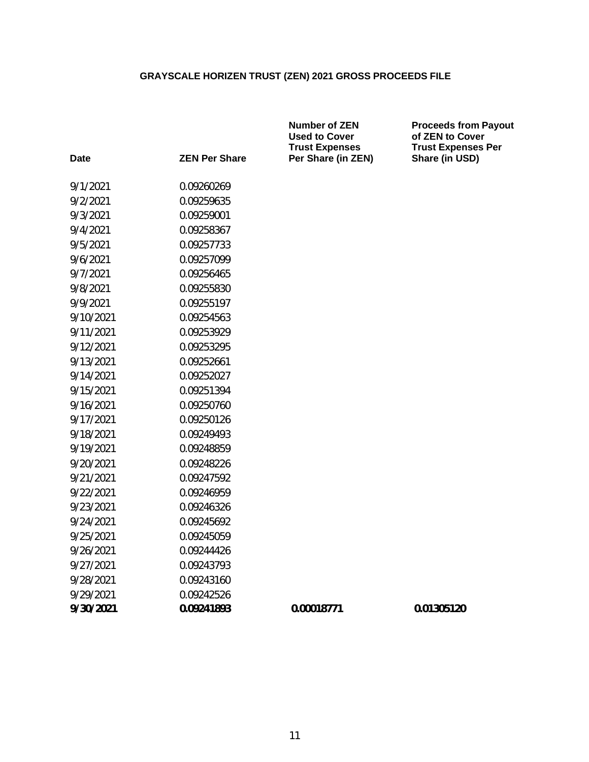# GRAYSCALE HORIZEN TRUST (ZEN) 2021 GROSS PROCEEDS FILE

| Date | ZEN Per Share | Number of ZEN Used to Cover Trust Expenses Per Share (in ZEN) | Proceeds from Payout of ZEN to Cover Trust Expenses Per Share (in USD) |
|---|---|---|---|
| 9/1/2021 | 0.09260269 | | |
| 9/2/2021 | 0.09259635 | | |
| 9/3/2021 | 0.09259001 | | |
| 9/4/2021 | 0.09258367 | | |
| 9/5/2021 | 0.09257733 | | |
| 9/6/2021 | 0.09257099 | | |
| 9/7/2021 | 0.09256465 | | |
| 9/8/2021 | 0.09255830 | | |
| 9/9/2021 | 0.09255197 | | |
| 9/10/2021 | 0.09254563 | | |
| 9/11/2021 | 0.09253929 | | |
| 9/12/2021 | 0.09253295 | | |
| 9/13/2021 | 0.09252661 | | |
| 9/14/2021 | 0.09252027 | | |
| 9/15/2021 | 0.09251394 | | |
| 9/16/2021 | 0.09250760 | | |
| 9/17/2021 | 0.09250126 | | |
| 9/18/2021 | 0.09249493 | | |
| 9/19/2021 | 0.09248859 | | |
| 9/20/2021 | 0.09248226 | | |
| 9/21/2021 | 0.09247592 | | |
| 9/22/2021 | 0.09246959 | | |
| 9/23/2021 | 0.09246326 | | |
| 9/24/2021 | 0.09245692 | | |
| 9/25/2021 | 0.09245059 | | |
| 9/26/2021 | 0.09244426 | | |
| 9/27/2021 | 0.09243793 | | |
| 9/28/2021 | 0.09243160 | | |
| 9/29/2021 | 0.09242526 | | |
| **9/30/2021** | **0.09241893** | **0.00018771** | **0.01305120** |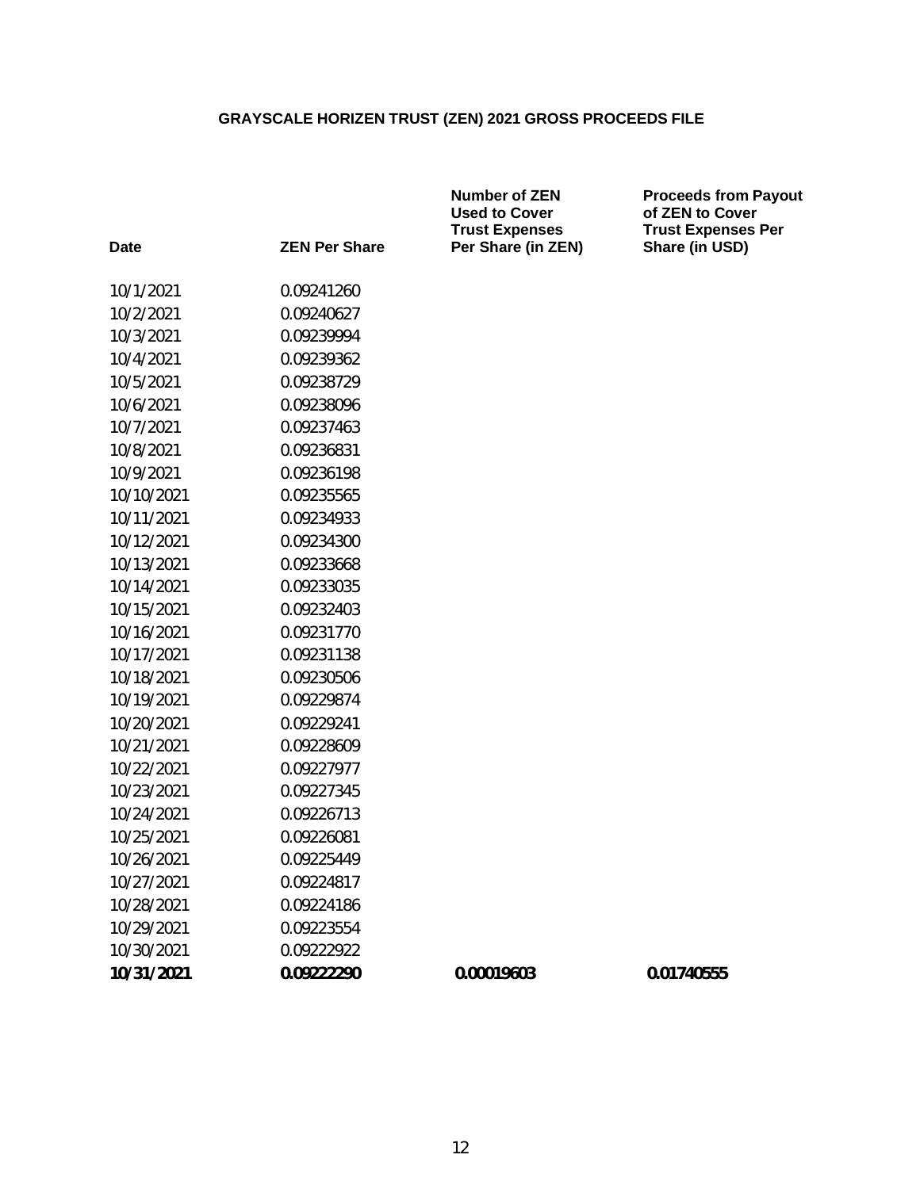# GRAYSCALE HORIZEN TRUST (ZEN) 2021 GROSS PROCEEDS FILE

| Date | ZEN Per Share | Number of ZEN Used to Cover Trust Expenses Per Share (in ZEN) | Proceeds from Payout of ZEN to Cover Trust Expenses Per Share (in USD) |
|---|---|---|---|
| 10/1/2021 | 0.09241260 | | |
| 10/2/2021 | 0.09240627 | | |
| 10/3/2021 | 0.09239994 | | |
| 10/4/2021 | 0.09239362 | | |
| 10/5/2021 | 0.09238729 | | |
| 10/6/2021 | 0.09238096 | | |
| 10/7/2021 | 0.09237463 | | |
| 10/8/2021 | 0.09236831 | | |
| 10/9/2021 | 0.09236198 | | |
| 10/10/2021 | 0.09235565 | | |
| 10/11/2021 | 0.09234933 | | |
| 10/12/2021 | 0.09234300 | | |
| 10/13/2021 | 0.09233668 | | |
| 10/14/2021 | 0.09233035 | | |
| 10/15/2021 | 0.09232403 | | |
| 10/16/2021 | 0.09231770 | | |
| 10/17/2021 | 0.09231138 | | |
| 10/18/2021 | 0.09230506 | | |
| 10/19/2021 | 0.09229874 | | |
| 10/20/2021 | 0.09229241 | | |
| 10/21/2021 | 0.09228609 | | |
| 10/22/2021 | 0.09227977 | | |
| 10/23/2021 | 0.09227345 | | |
| 10/24/2021 | 0.09226713 | | |
| 10/25/2021 | 0.09226081 | | |
| 10/26/2021 | 0.09225449 | | |
| 10/27/2021 | 0.09224817 | | |
| 10/28/2021 | 0.09224186 | | |
| 10/29/2021 | 0.09223554 | | |
| 10/30/2021 | 0.09222922 | | |
| **10/31/2021** | **0.09222290** | **0.00019603** | **0.01740555** |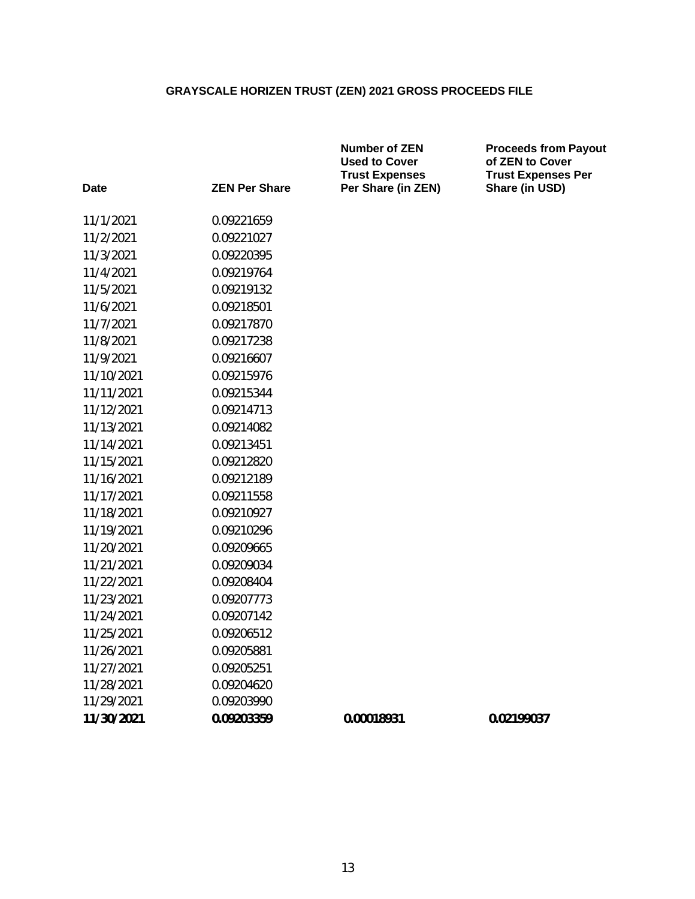**GRAYSCALE HORIZEN TRUST (ZEN) 2021 GROSS PROCEEDS FILE**

| Date | ZEN Per Share | Number of ZEN Used to Cover Trust Expenses Per Share (in ZEN) | Proceeds from Payout of ZEN to Cover Trust Expenses Per Share (in USD) |
|---|---|---|---|
| 11/1/2021 | 0.09221659 | | |
| 11/2/2021 | 0.09221027 | | |
| 11/3/2021 | 0.09220395 | | |
| 11/4/2021 | 0.09219764 | | |
| 11/5/2021 | 0.09219132 | | |
| 11/6/2021 | 0.09218501 | | |
| 11/7/2021 | 0.09217870 | | |
| 11/8/2021 | 0.09217238 | | |
| 11/9/2021 | 0.09216607 | | |
| 11/10/2021 | 0.09215976 | | |
| 11/11/2021 | 0.09215344 | | |
| 11/12/2021 | 0.09214713 | | |
| 11/13/2021 | 0.09214082 | | |
| 11/14/2021 | 0.09213451 | | |
| 11/15/2021 | 0.09212820 | | |
| 11/16/2021 | 0.09212189 | | |
| 11/17/2021 | 0.09211558 | | |
| 11/18/2021 | 0.09210927 | | |
| 11/19/2021 | 0.09210296 | | |
| 11/20/2021 | 0.09209665 | | |
| 11/21/2021 | 0.09209034 | | |
| 11/22/2021 | 0.09208404 | | |
| 11/23/2021 | 0.09207773 | | |
| 11/24/2021 | 0.09207142 | | |
| 11/25/2021 | 0.09206512 | | |
| 11/26/2021 | 0.09205881 | | |
| 11/27/2021 | 0.09205251 | | |
| 11/28/2021 | 0.09204620 | | |
| 11/29/2021 | 0.09203990 | | |
| **11/30/2021** | **0.09203359** | **0.00018931** | **0.02199037** |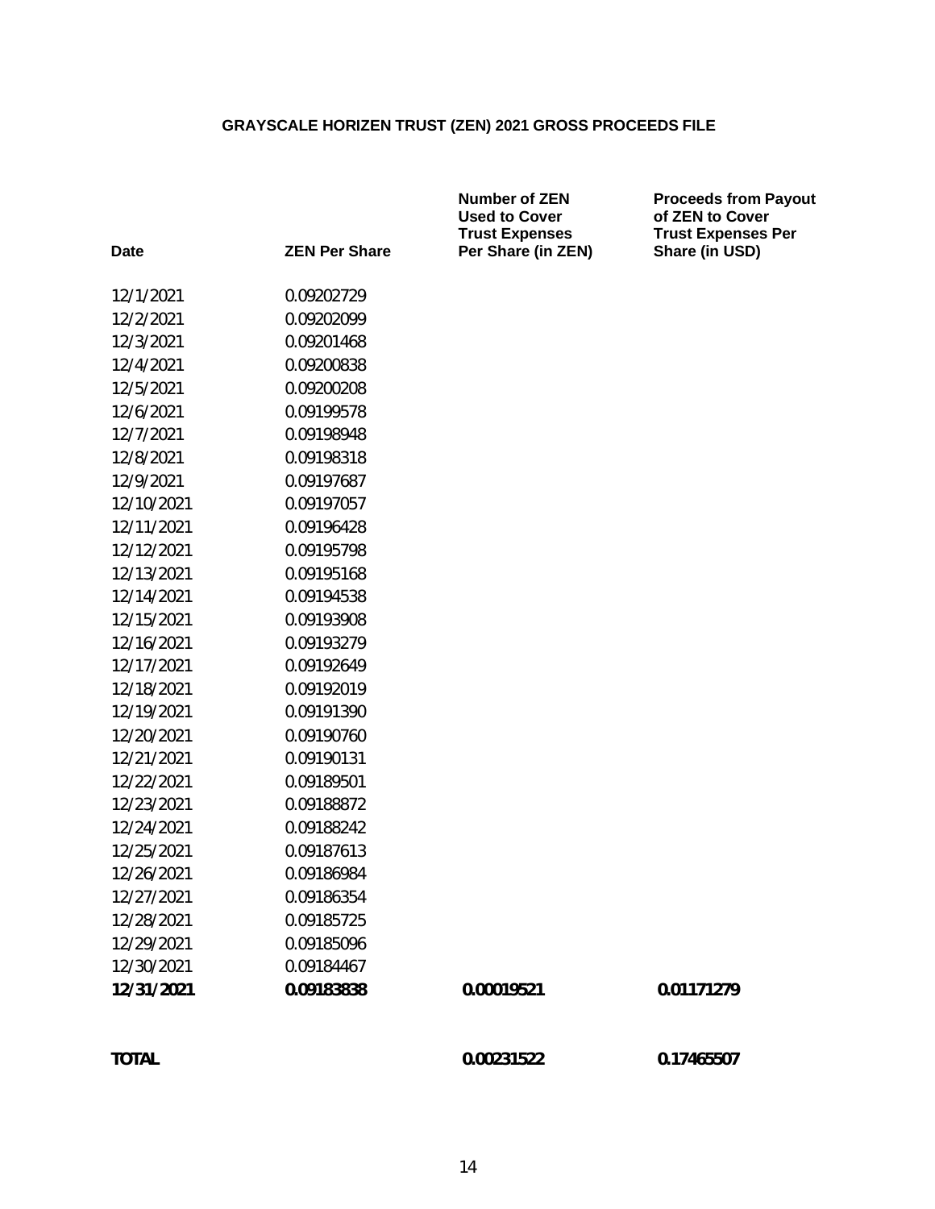# GRAYSCALE HORIZEN TRUST (ZEN) 2021 GROSS PROCEEDS FILE

| Date | ZEN Per Share | Number of ZEN Used to Cover Trust Expenses Per Share (in ZEN) | Proceeds from Payout of ZEN to Cover Trust Expenses Per Share (in USD) |
|---|---|---|---|
| 12/1/2021 | 0.09202729 | | |
| 12/2/2021 | 0.09202099 | | |
| 12/3/2021 | 0.09201468 | | |
| 12/4/2021 | 0.09200838 | | |
| 12/5/2021 | 0.09200208 | | |
| 12/6/2021 | 0.09199578 | | |
| 12/7/2021 | 0.09198948 | | |
| 12/8/2021 | 0.09198318 | | |
| 12/9/2021 | 0.09197687 | | |
| 12/10/2021 | 0.09197057 | | |
| 12/11/2021 | 0.09196428 | | |
| 12/12/2021 | 0.09195798 | | |
| 12/13/2021 | 0.09195168 | | |
| 12/14/2021 | 0.09194538 | | |
| 12/15/2021 | 0.09193908 | | |
| 12/16/2021 | 0.09193279 | | |
| 12/17/2021 | 0.09192649 | | |
| 12/18/2021 | 0.09192019 | | |
| 12/19/2021 | 0.09191390 | | |
| 12/20/2021 | 0.09190760 | | |
| 12/21/2021 | 0.09190131 | | |
| 12/22/2021 | 0.09189501 | | |
| 12/23/2021 | 0.09188872 | | |
| 12/24/2021 | 0.09188242 | | |
| 12/25/2021 | 0.09187613 | | |
| 12/26/2021 | 0.09186984 | | |
| 12/27/2021 | 0.09186354 | | |
| 12/28/2021 | 0.09185725 | | |
| 12/29/2021 | 0.09185096 | | |
| 12/30/2021 | 0.09184467 | | |
| **12/31/2021** | **0.09183838** | **0.00019521** | **0.01171279** |
| | | | |
| **TOTAL** | | **0.00231522** | **0.17465507** |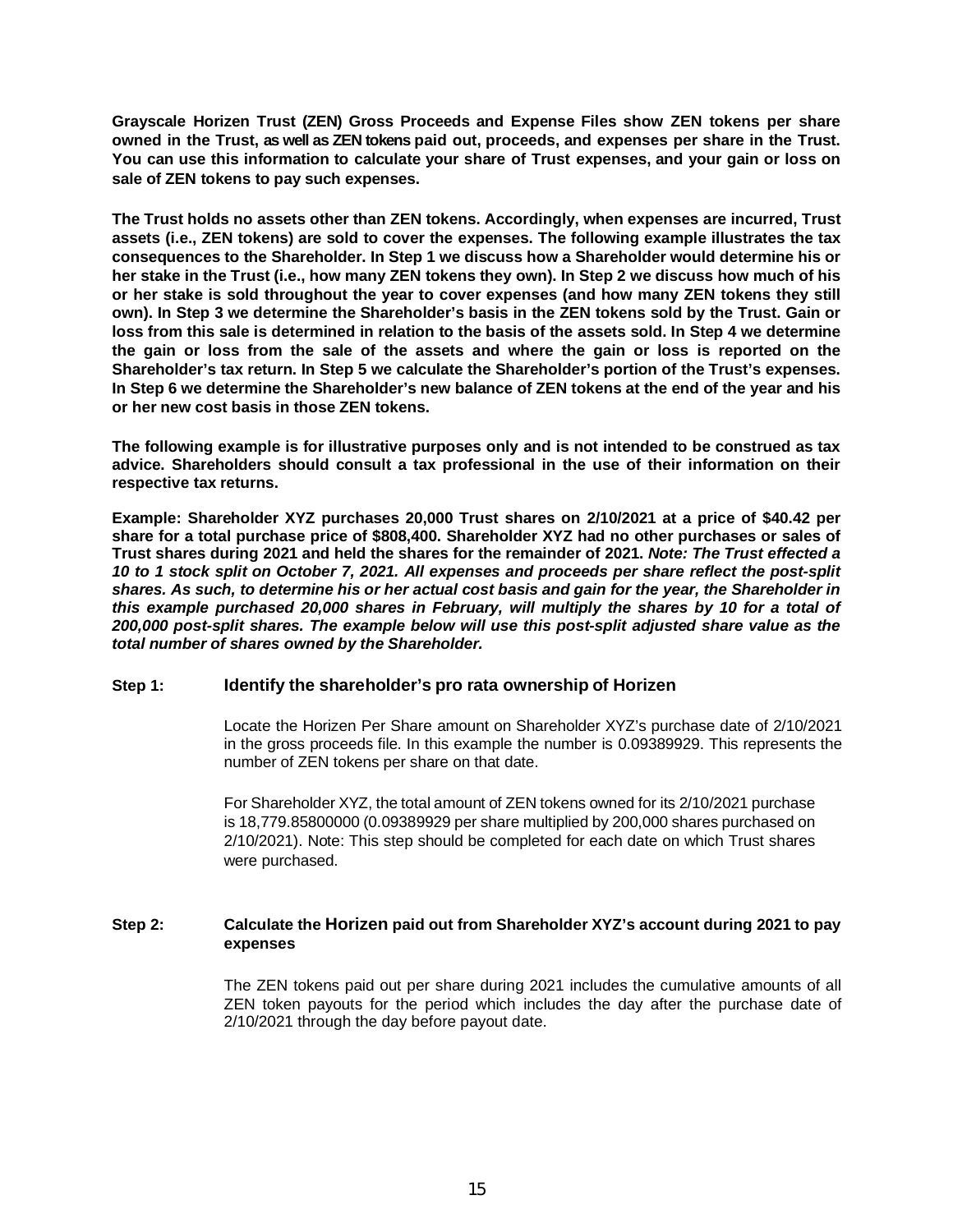**Grayscale Horizen Trust (ZEN) Gross Proceeds and Expense Files show ZEN tokens per share owned in the Trust, as well as ZEN tokens paid out, proceeds, and expenses per share in the Trust. You can use this information to calculate your share of Trust expenses, and your gain or loss on sale of ZEN tokens to pay such expenses.**

**The Trust holds no assets other than ZEN tokens. Accordingly, when expenses are incurred, Trust assets (i.e., ZEN tokens) are sold to cover the expenses. The following example illustrates the tax consequences to the Shareholder. In Step 1 we discuss how a Shareholder would determine his or her stake in the Trust (i.e., how many ZEN tokens they own). In Step 2 we discuss how much of his or her stake is sold throughout the year to cover expenses (and how many ZEN tokens they still own). In Step 3 we determine the Shareholder's basis in the ZEN tokens sold by the Trust. Gain or loss from this sale is determined in relation to the basis of the assets sold. In Step 4 we determine the gain or loss from the sale of the assets and where the gain or loss is reported on the Shareholder's tax return. In Step 5 we calculate the Shareholder's portion of the Trust's expenses. In Step 6 we determine the Shareholder's new balance of ZEN tokens at the end of the year and his or her new cost basis in those ZEN tokens.**

**The following example is for illustrative purposes only and is not intended to be construed as tax advice. Shareholders should consult a tax professional in the use of their information on their respective tax returns.**

**Example: Shareholder XYZ purchases 20,000 Trust shares on 2/10/2021 at a price of $40.42 per share for a total purchase price of $808,400. Shareholder XYZ had no other purchases or sales of Trust shares during 2021 and held the shares for the remainder of 2021. *Note: The Trust effected a 10 to 1 stock split on October 7, 2021. All expenses and proceeds per share reflect the post-split shares. As such, to determine his or her actual cost basis and gain for the year, the Shareholder in this example purchased 20,000 shares in February, will multiply the shares by 10 for a total of 200,000 post-split shares. The example below will use this post-split adjusted share value as the total number of shares owned by the Shareholder.***

### Step 1: Identify the shareholder's pro rata ownership of Horizen

Locate the Horizen Per Share amount on Shareholder XYZ's purchase date of 2/10/2021 in the gross proceeds file. In this example the number is 0.09389929. This represents the number of ZEN tokens per share on that date.

For Shareholder XYZ, the total amount of ZEN tokens owned for its 2/10/2021 purchase is 18,779.85800000 (0.09389929 per share multiplied by 200,000 shares purchased on 2/10/2021). Note: This step should be completed for each date on which Trust shares were purchased.

### Step 2: Calculate the Horizen paid out from Shareholder XYZ's account during 2021 to pay expenses

The ZEN tokens paid out per share during 2021 includes the cumulative amounts of all ZEN token payouts for the period which includes the day after the purchase date of 2/10/2021 through the day before payout date.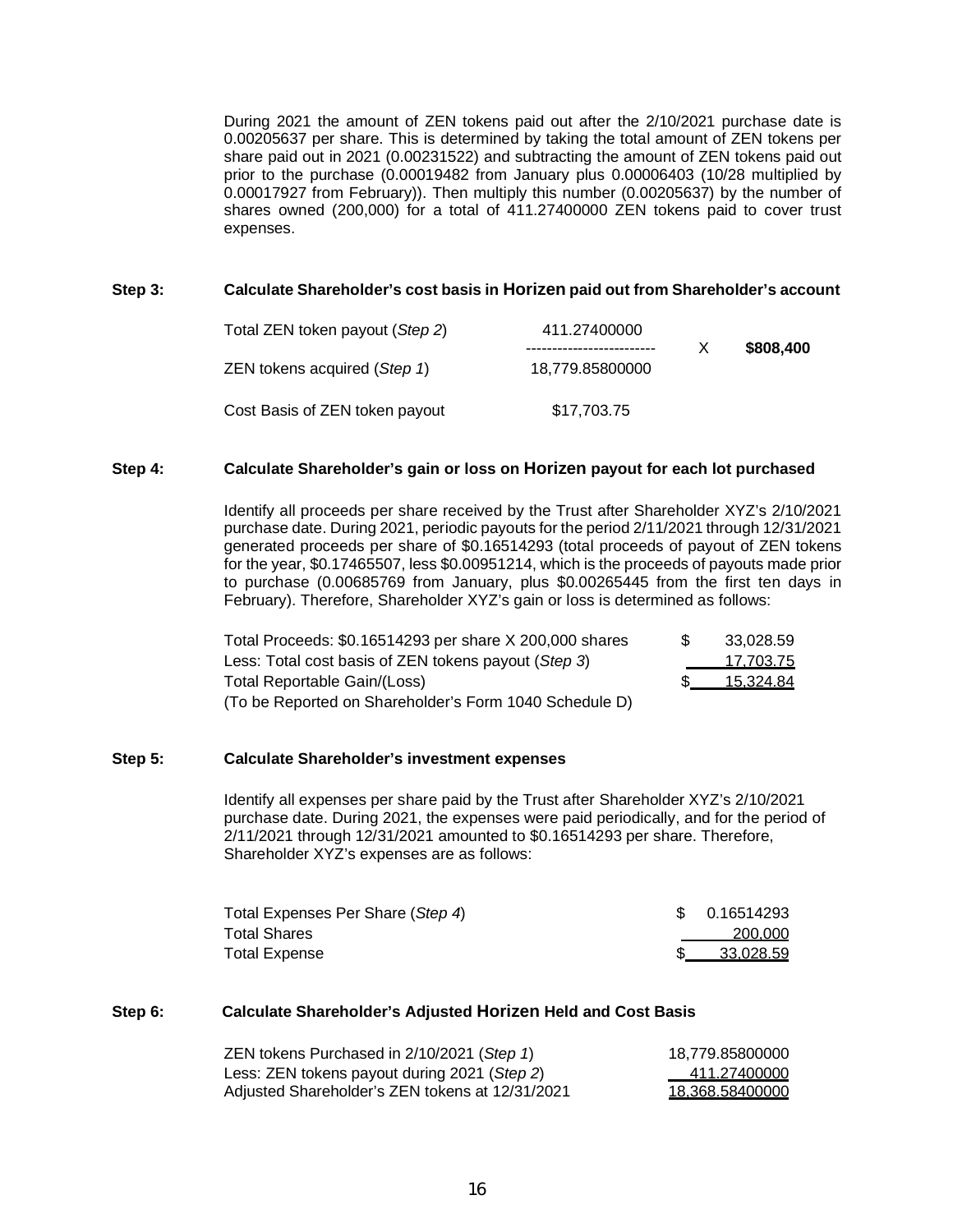During 2021 the amount of ZEN tokens paid out after the 2/10/2021 purchase date is 0.00205637 per share. This is determined by taking the total amount of ZEN tokens per share paid out in 2021 (0.00231522) and subtracting the amount of ZEN tokens paid out prior to the purchase (0.00019482 from January plus 0.00006403 (10/28 multiplied by 0.00017927 from February)). Then multiply this number (0.00205637) by the number of shares owned (200,000) for a total of 411.27400000 ZEN tokens paid to cover trust expenses.

**Step 3: Calculate Shareholder's cost basis in Horizen paid out from Shareholder's account**

| | | | |
|---|---|---|---|
| Total ZEN token payout (*Step 2*) | 411.27400000 | X | **$808,400** |
| ZEN tokens acquired (*Step 1*) | 18,779.85800000 | | |
| Cost Basis of ZEN token payout | $17,703.75 | | |

**Step 4: Calculate Shareholder's gain or loss on Horizen payout for each lot purchased**

Identify all proceeds per share received by the Trust after Shareholder XYZ's 2/10/2021 purchase date. During 2021, periodic payouts for the period 2/11/2021 through 12/31/2021 generated proceeds per share of $0.16514293 (total proceeds of payout of ZEN tokens for the year, $0.17465507, less $0.00951214, which is the proceeds of payouts made prior to purchase (0.00685769 from January, plus $0.00265445 from the first ten days in February). Therefore, Shareholder XYZ's gain or loss is determined as follows:

| | |
|---|---|
| Total Proceeds: $0.16514293 per share X 200,000 shares | $ 33,028.59 |
| Less: Total cost basis of ZEN tokens payout (*Step 3*) | 17,703.75 |
| Total Reportable Gain/(Loss) | $ 15,324.84 |
| (To be Reported on Shareholder's Form 1040 Schedule D) | |

**Step 5: Calculate Shareholder's investment expenses**

Identify all expenses per share paid by the Trust after Shareholder XYZ's 2/10/2021 purchase date. During 2021, the expenses were paid periodically, and for the period of 2/11/2021 through 12/31/2021 amounted to $0.16514293 per share. Therefore, Shareholder XYZ's expenses are as follows:

| | |
|---|---|
| Total Expenses Per Share (*Step 4*) | $ 0.16514293 |
| Total Shares | 200,000 |
| Total Expense | $ 33,028.59 |

**Step 6: Calculate Shareholder's Adjusted Horizen Held and Cost Basis**

| | |
|---|---|
| ZEN tokens Purchased in 2/10/2021 (*Step 1*) | 18,779.85800000 |
| Less: ZEN tokens payout during 2021 (*Step 2*) | 411.27400000 |
| Adjusted Shareholder's ZEN tokens at 12/31/2021 | 18,368.58400000 |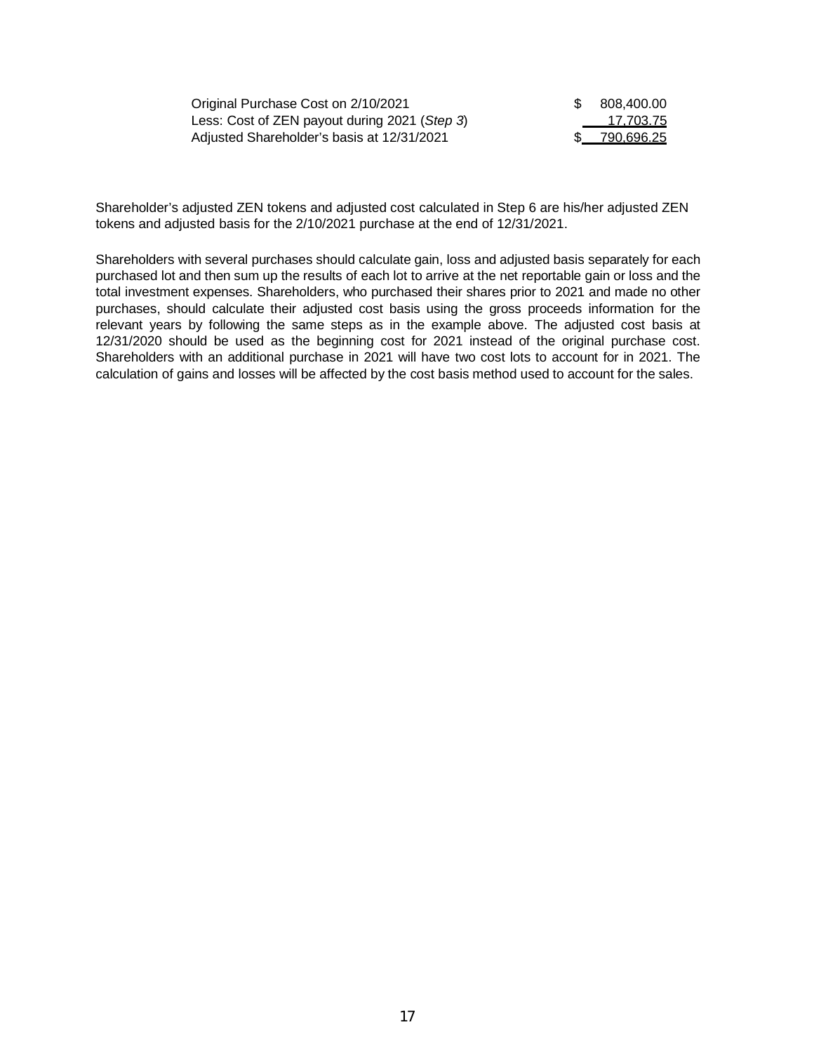| | | |
|---|---|---|
| Original Purchase Cost on 2/10/2021 | $ | 808,400.00 |
| Less: Cost of ZEN payout during 2021 (*Step 3*) | | 17,703.75 |
| Adjusted Shareholder's basis at 12/31/2021 | $ | 790,696.25 |

Shareholder's adjusted ZEN tokens and adjusted cost calculated in Step 6 are his/her adjusted ZEN tokens and adjusted basis for the 2/10/2021 purchase at the end of 12/31/2021.

Shareholders with several purchases should calculate gain, loss and adjusted basis separately for each purchased lot and then sum up the results of each lot to arrive at the net reportable gain or loss and the total investment expenses. Shareholders, who purchased their shares prior to 2021 and made no other purchases, should calculate their adjusted cost basis using the gross proceeds information for the relevant years by following the same steps as in the example above. The adjusted cost basis at 12/31/2020 should be used as the beginning cost for 2021 instead of the original purchase cost. Shareholders with an additional purchase in 2021 will have two cost lots to account for in 2021. The calculation of gains and losses will be affected by the cost basis method used to account for the sales.